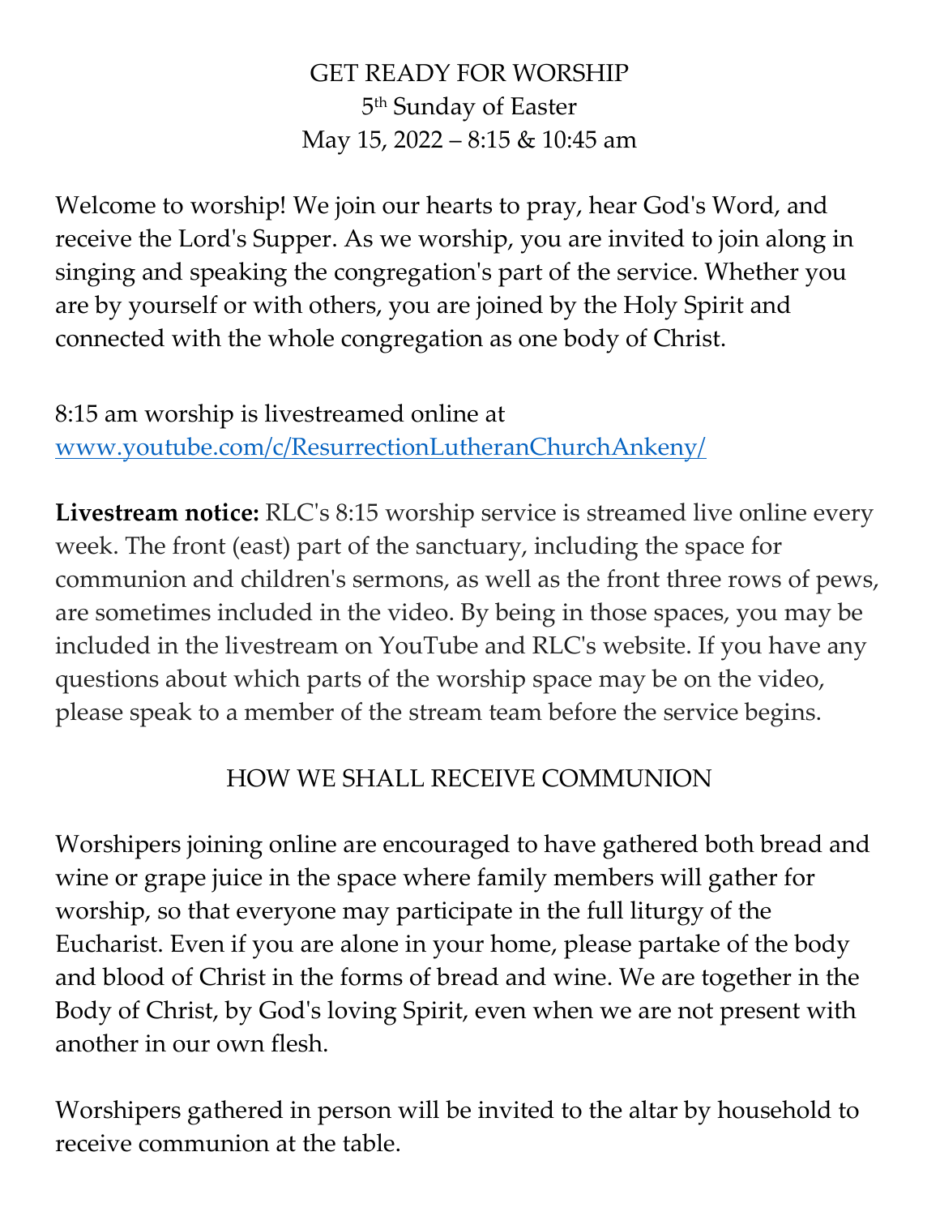# GET READY FOR WORSHIP

5th Sunday of Easter

May 15, 2022 – 8:15 & 10:45 am

Welcome to worship! We join our hearts to pray, hear God's Word, and receive the Lord's Supper. As we worship, you are invited to join along in singing and speaking the congregation's part of the service. Whether you are by yourself or with others, you are joined by the Holy Spirit and connected with the whole congregation as one body of Christ.

8:15 am worship is livestreamed online at [www.youtube.com/c/ResurrectionLutheranChurchAnkeny/](www.youtube.com/c/ResurrectionLutheranChurchAnkeny/)

**Livestream notice:** RLC's 8:15 worship service is streamed live online every week. The front (east) part of the sanctuary, including the space for communion and children's sermons, as well as the front three rows of pews, are sometimes included in the video. By being in those spaces, you may be included in the livestream on YouTube and RLC's website. If you have any questions about which parts of the worship space may be on the video, please speak to a member of the stream team before the service begins.

## HOW WE SHALL RECEIVE COMMUNION

Worshipers joining online are encouraged to have gathered both bread and wine or grape juice in the space where family members will gather for worship, so that everyone may participate in the full liturgy of the Eucharist. Even if you are alone in your home, please partake of the body and blood of Christ in the forms of bread and wine. We are together in the Body of Christ, by God's loving Spirit, even when we are not present with another in our own flesh.

Worshipers gathered in person will be invited to the altar by household to receive communion at the table.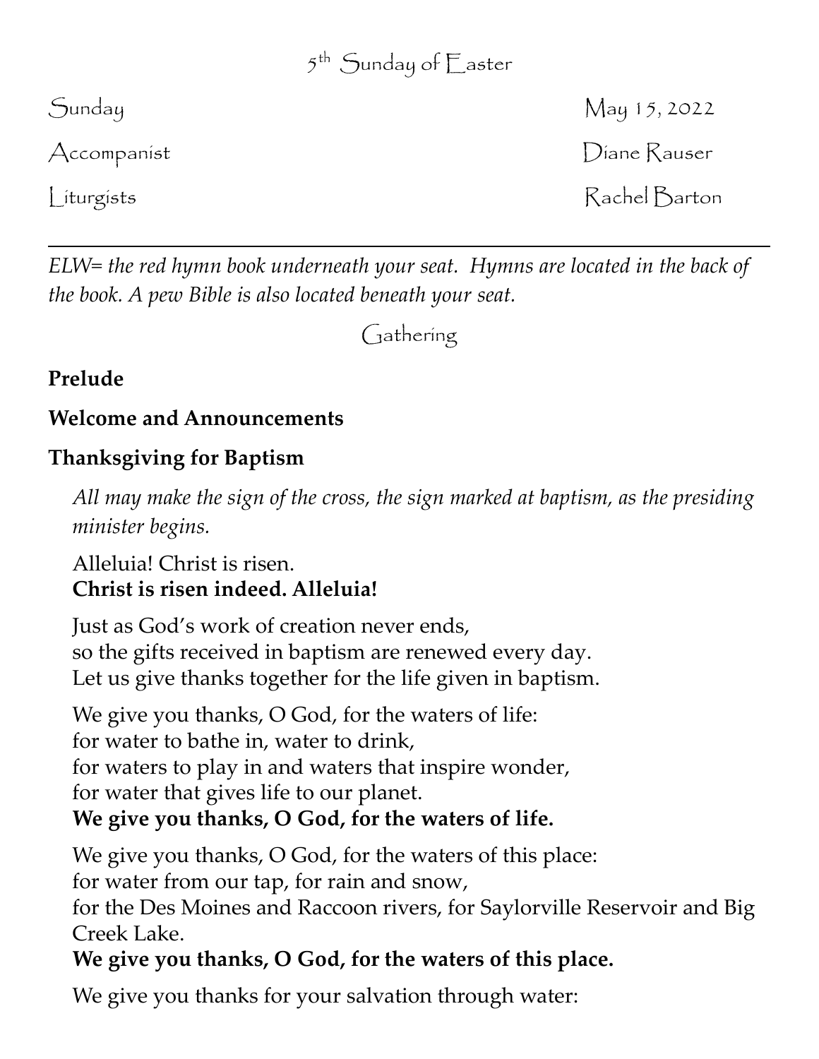5th Sunday of Easter

| | |
|---|---|
| Sunday | May 15, 2022 |
| Accompanist | Diane Rauser |
| Liturgists | Rachel Barton |

---

*ELW= the red hymn book underneath your seat. Hymns are located in the back of the book. A pew Bible is also located beneath your seat.*

## Gathering

**Prelude**

**Welcome and Announcements**

**Thanksgiving for Baptism**

*All may make the sign of the cross, the sign marked at baptism, as the presiding minister begins.*

Alleluia! Christ is risen.
**Christ is risen indeed. Alleluia!**

Just as God's work of creation never ends,
so the gifts received in baptism are renewed every day.
Let us give thanks together for the life given in baptism.

We give you thanks, O God, for the waters of life:
for water to bathe in, water to drink,
for waters to play in and waters that inspire wonder,
for water that gives life to our planet.
**We give you thanks, O God, for the waters of life.**

We give you thanks, O God, for the waters of this place:
for water from our tap, for rain and snow,
for the Des Moines and Raccoon rivers, for Saylorville Reservoir and Big Creek Lake.
**We give you thanks, O God, for the waters of this place.**

We give you thanks for your salvation through water: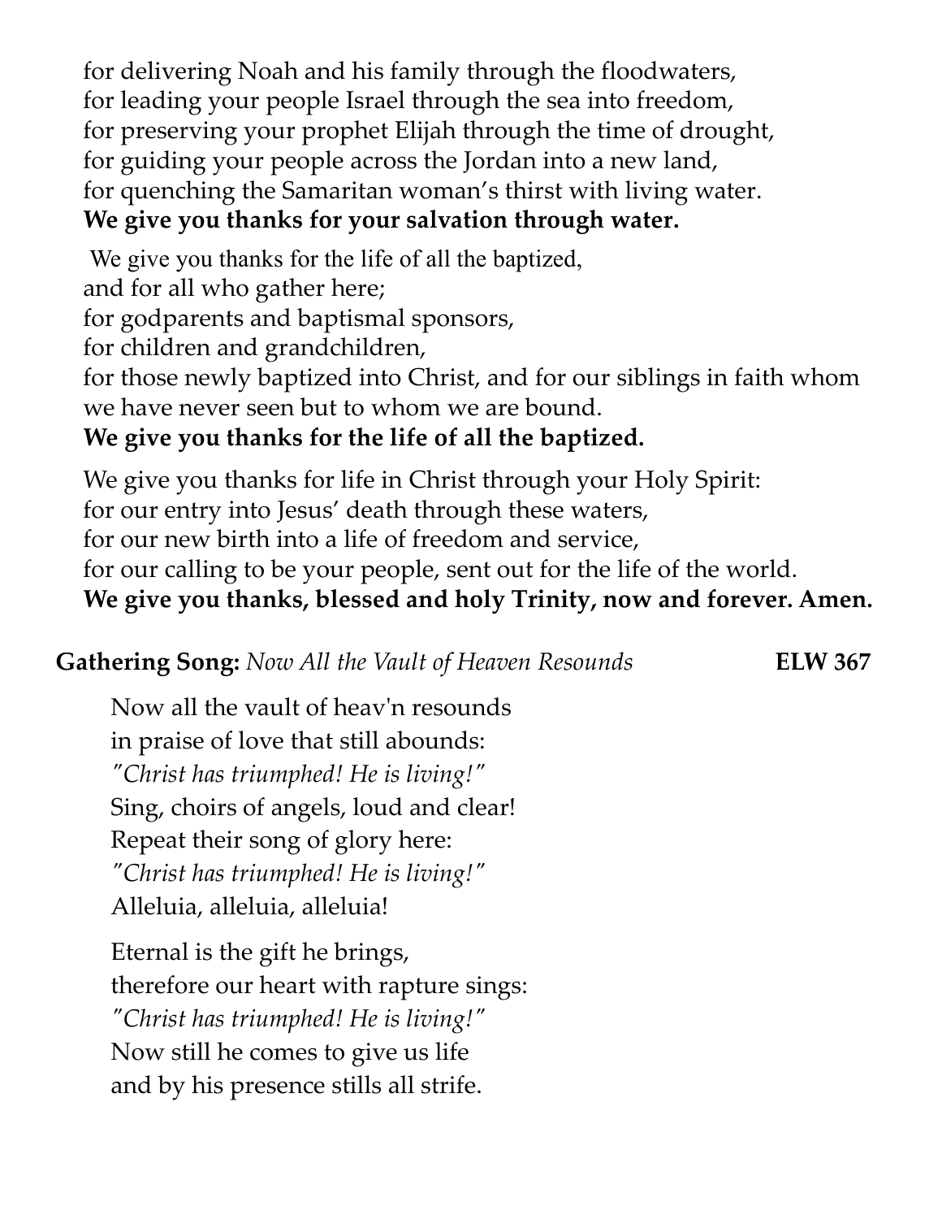for delivering Noah and his family through the floodwaters,
for leading your people Israel through the sea into freedom,
for preserving your prophet Elijah through the time of drought,
for guiding your people across the Jordan into a new land,
for quenching the Samaritan woman's thirst with living water.
**We give you thanks for your salvation through water.**

We give you thanks for the life of all the baptized,
and for all who gather here;
for godparents and baptismal sponsors,
for children and grandchildren,
for those newly baptized into Christ, and for our siblings in faith whom we have never seen but to whom we are bound.
**We give you thanks for the life of all the baptized.**

We give you thanks for life in Christ through your Holy Spirit:
for our entry into Jesus' death through these waters,
for our new birth into a life of freedom and service,
for our calling to be your people, sent out for the life of the world.
**We give you thanks, blessed and holy Trinity, now and forever. Amen.**

**Gathering Song:** *Now All the Vault of Heaven Resounds* **ELW 367**

Now all the vault of heav'n resounds
in praise of love that still abounds:
*"Christ has triumphed! He is living!"*
Sing, choirs of angels, loud and clear!
Repeat their song of glory here:
*"Christ has triumphed! He is living!"*
Alleluia, alleluia, alleluia!

Eternal is the gift he brings,
therefore our heart with rapture sings:
*"Christ has triumphed! He is living!"*
Now still he comes to give us life
and by his presence stills all strife.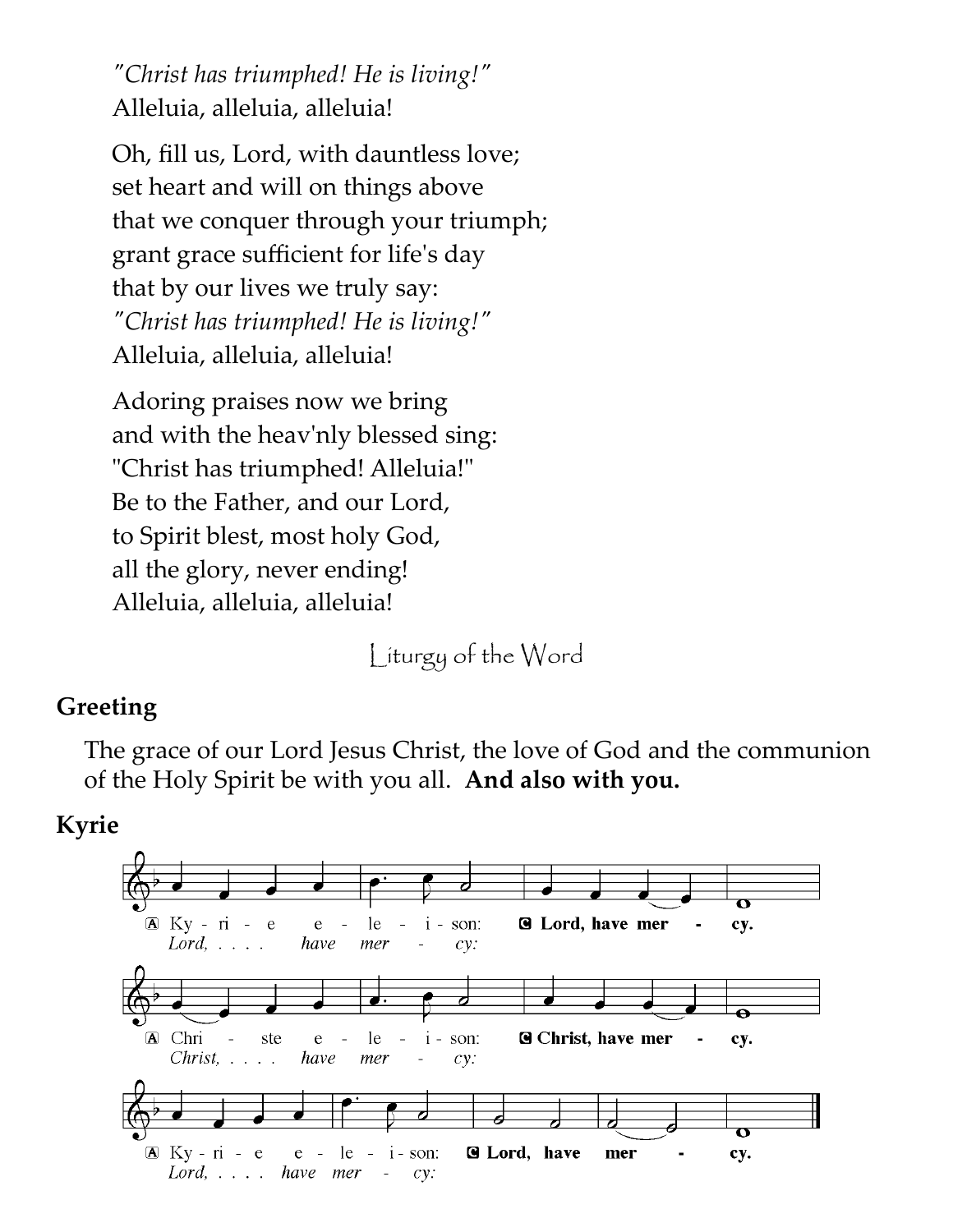*"Christ has triumphed! He is living!"*
Alleluia, alleluia, alleluia!

Oh, fill us, Lord, with dauntless love;
set heart and will on things above
that we conquer through your triumph;
grant grace sufficient for life's day
that by our lives we truly say:
*"Christ has triumphed! He is living!"*
Alleluia, alleluia, alleluia!

Adoring praises now we bring
and with the heav'nly blessed sing:
"Christ has triumphed! Alleluia!"
Be to the Father, and our Lord,
to Spirit blest, most holy God,
all the glory, never ending!
Alleluia, alleluia, alleluia!

## Liturgy of the Word

### Greeting

The grace of our Lord Jesus Christ, the love of God and the communion of the Holy Spirit be with you all. **And also with you.**

### Kyrie

A Ky-ri-e e-le-i-son: **C Lord, have mercy.**
*Lord, have mercy:*

A Chri-ste e-le-i-son: **C Christ, have mercy.**
*Christ, have mercy:*

A Ky-ri-e e-le-i-son: **C Lord, have mercy.**
*Lord, have mercy:*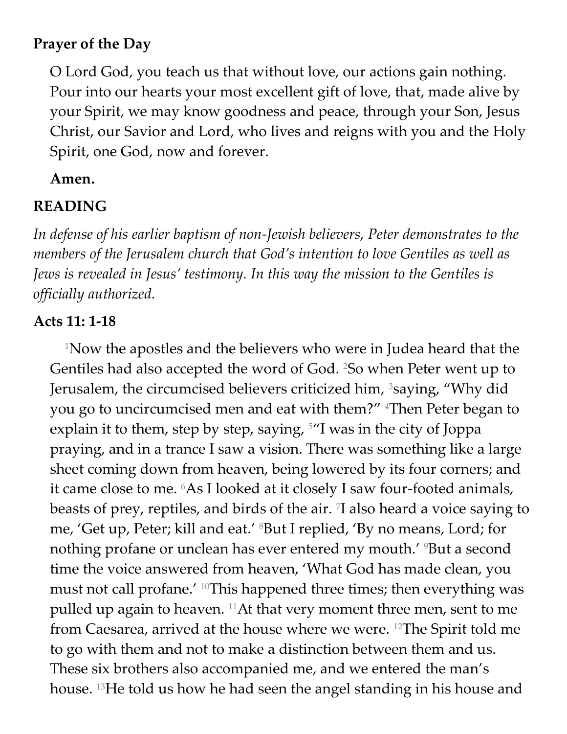**Prayer of the Day**

O Lord God, you teach us that without love, our actions gain nothing. Pour into our hearts your most excellent gift of love, that, made alive by your Spirit, we may know goodness and peace, through your Son, Jesus Christ, our Savior and Lord, who lives and reigns with you and the Holy Spirit, one God, now and forever.

**Amen.**

**READING**

*In defense of his earlier baptism of non-Jewish believers, Peter demonstrates to the members of the Jerusalem church that God's intention to love Gentiles as well as Jews is revealed in Jesus' testimony. In this way the mission to the Gentiles is officially authorized.*

**Acts 11: 1-18**

[1]Now the apostles and the believers who were in Judea heard that the Gentiles had also accepted the word of God. [2]So when Peter went up to Jerusalem, the circumcised believers criticized him, [3]saying, "Why did you go to uncircumcised men and eat with them?" [4]Then Peter began to explain it to them, step by step, saying, [5]"I was in the city of Joppa praying, and in a trance I saw a vision. There was something like a large sheet coming down from heaven, being lowered by its four corners; and it came close to me. [6]As I looked at it closely I saw four-footed animals, beasts of prey, reptiles, and birds of the air. [7]I also heard a voice saying to me, 'Get up, Peter; kill and eat.' [8]But I replied, 'By no means, Lord; for nothing profane or unclean has ever entered my mouth.' [9]But a second time the voice answered from heaven, 'What God has made clean, you must not call profane.' [10]This happened three times; then everything was pulled up again to heaven. [11]At that very moment three men, sent to me from Caesarea, arrived at the house where we were. [12]The Spirit told me to go with them and not to make a distinction between them and us. These six brothers also accompanied me, and we entered the man's house. [13]He told us how he had seen the angel standing in his house and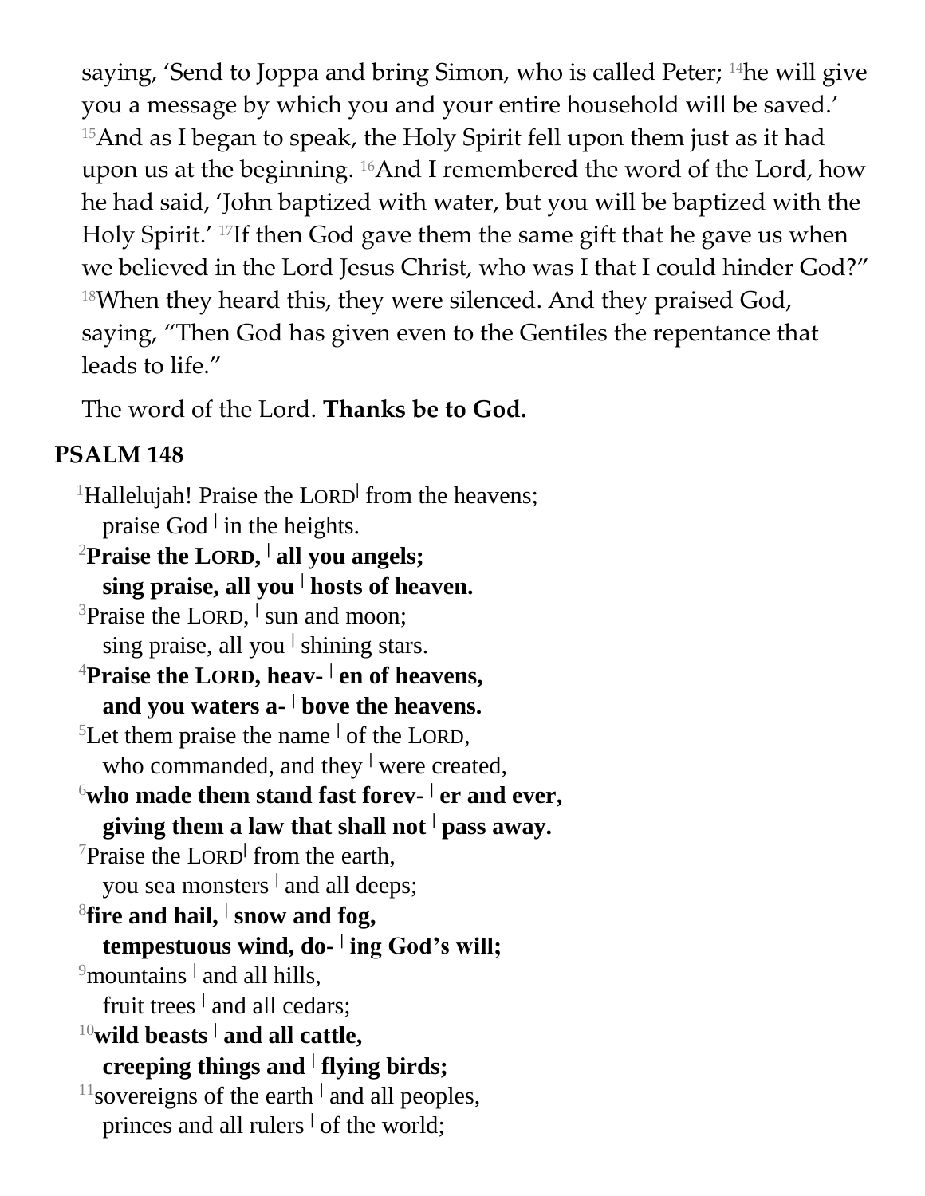saying, 'Send to Joppa and bring Simon, who is called Peter; [14]he will give you a message by which you and your entire household will be saved.' [15]And as I began to speak, the Holy Spirit fell upon them just as it had upon us at the beginning. [16]And I remembered the word of the Lord, how he had said, 'John baptized with water, but you will be baptized with the Holy Spirit.' [17]If then God gave them the same gift that he gave us when we believed in the Lord Jesus Christ, who was I that I could hinder God?" [18]When they heard this, they were silenced. And they praised God, saying, "Then God has given even to the Gentiles the repentance that leads to life."

The word of the Lord. **Thanks be to God.**

## PSALM 148

[1]Hallelujah! Praise the LORD| from the heavens;
praise God | in the heights.
[2]**Praise the LORD, | all you angels;**
**sing praise, all you | hosts of heaven.**
[3]Praise the LORD, | sun and moon;
sing praise, all you | shining stars.
[4]**Praise the LORD, heav- | en of heavens,**
**and you waters a- | bove the heavens.**
[5]Let them praise the name | of the LORD,
who commanded, and they | were created,
[6]**who made them stand fast forev- | er and ever,**
**giving them a law that shall not | pass away.**
[7]Praise the LORD| from the earth,
you sea monsters | and all deeps;
[8]**fire and hail, | snow and fog,**
**tempestuous wind, do- | ing God's will;**
[9]mountains | and all hills,
fruit trees | and all cedars;
[10]**wild beasts | and all cattle,**
**creeping things and | flying birds;**
[11]sovereigns of the earth | and all peoples,
princes and all rulers | of the world;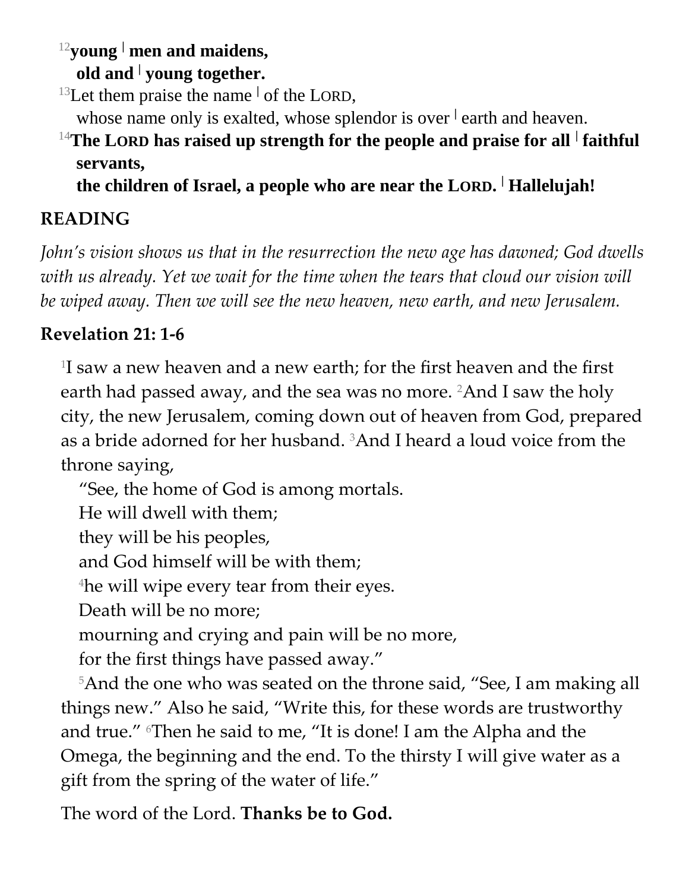[12]**young | men and maidens,**
**old and | young together.**

[13]Let them praise the name | of the LORD,
whose name only is exalted, whose splendor is over | earth and heaven.

[14]**The LORD has raised up strength for the people and praise for all | faithful servants,**
**the children of Israel, a people who are near the LORD. | Hallelujah!**

## READING

*John's vision shows us that in the resurrection the new age has dawned; God dwells with us already. Yet we wait for the time when the tears that cloud our vision will be wiped away. Then we will see the new heaven, new earth, and new Jerusalem.*

### Revelation 21: 1-6

[1]I saw a new heaven and a new earth; for the first heaven and the first earth had passed away, and the sea was no more. [2]And I saw the holy city, the new Jerusalem, coming down out of heaven from God, prepared as a bride adorned for her husband. [3]And I heard a loud voice from the throne saying,

"See, the home of God is among mortals.
He will dwell with them;
they will be his peoples,
and God himself will be with them;
[4]he will wipe every tear from their eyes.
Death will be no more;
mourning and crying and pain will be no more,
for the first things have passed away."

[5]And the one who was seated on the throne said, "See, I am making all things new." Also he said, "Write this, for these words are trustworthy and true." [6]Then he said to me, "It is done! I am the Alpha and the Omega, the beginning and the end. To the thirsty I will give water as a gift from the spring of the water of life."

The word of the Lord. **Thanks be to God.**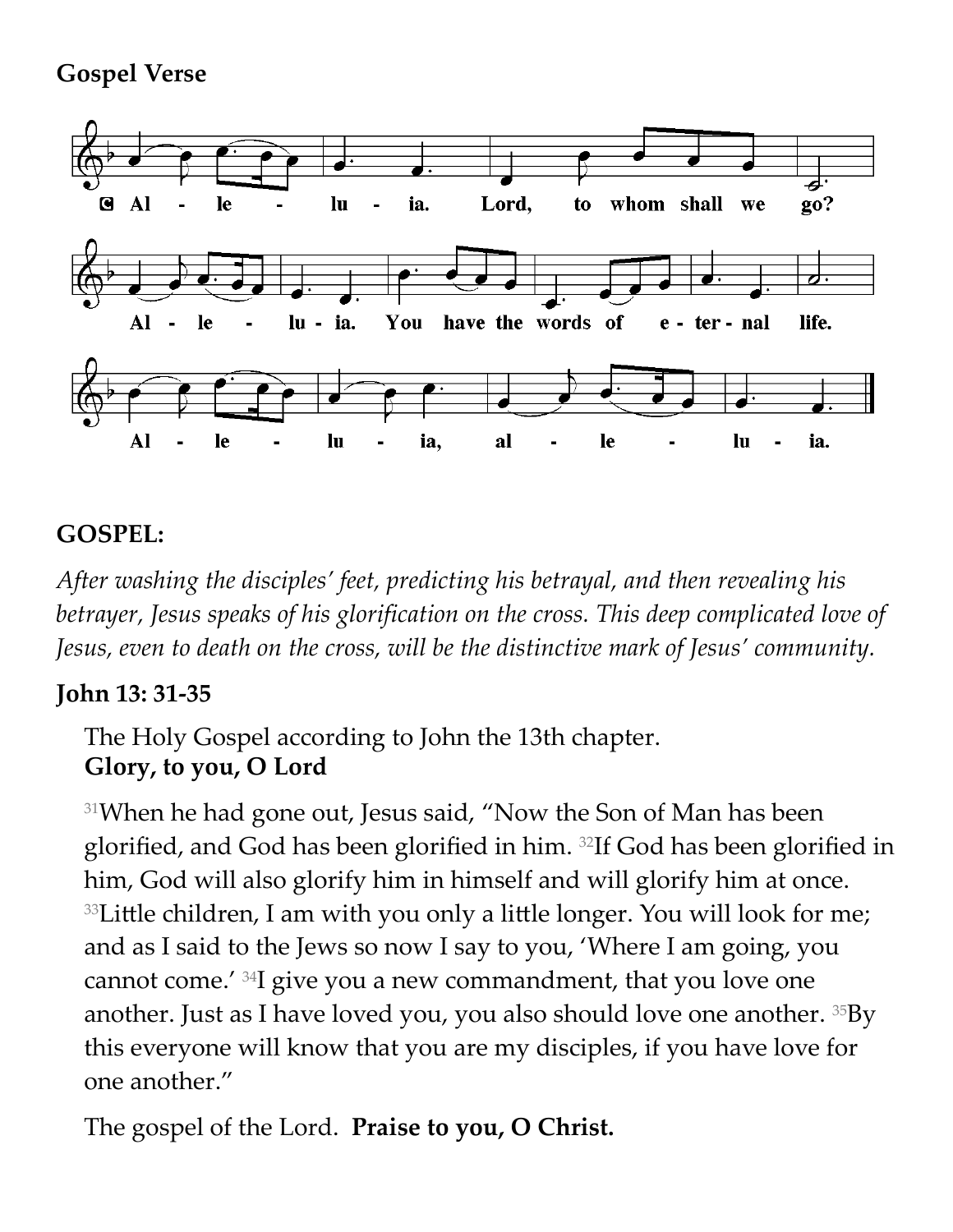**Gospel Verse**

C Al - le - lu - ia. Lord, to whom shall we go?

Al - le - lu - ia. You have the words of e - ter - nal life.

Al - le - lu - ia, al - le - lu - ia.

**GOSPEL:**

*After washing the disciples' feet, predicting his betrayal, and then revealing his betrayer, Jesus speaks of his glorification on the cross. This deep complicated love of Jesus, even to death on the cross, will be the distinctive mark of Jesus' community.*

**John 13: 31-35**

The Holy Gospel according to John the 13th chapter.
**Glory, to you, O Lord**

31When he had gone out, Jesus said, "Now the Son of Man has been glorified, and God has been glorified in him. 32If God has been glorified in him, God will also glorify him in himself and will glorify him at once. 33Little children, I am with you only a little longer. You will look for me; and as I said to the Jews so now I say to you, 'Where I am going, you cannot come.' 34I give you a new commandment, that you love one another. Just as I have loved you, you also should love one another. 35By this everyone will know that you are my disciples, if you have love for one another."

The gospel of the Lord. **Praise to you, O Christ.**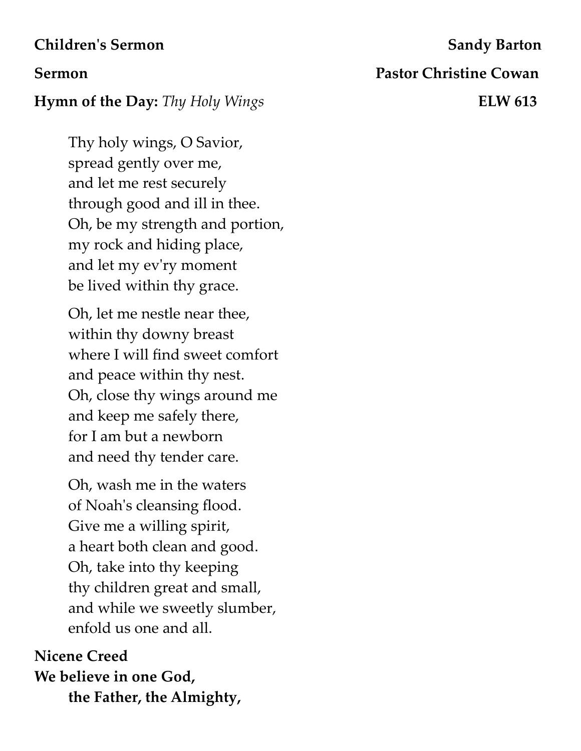**Children's Sermon** **Sandy Barton**

**Sermon** **Pastor Christine Cowan**

**Hymn of the Day:** *Thy Holy Wings* **ELW 613**

Thy holy wings, O Savior,  
spread gently over me,  
and let me rest securely  
through good and ill in thee.  
Oh, be my strength and portion,  
my rock and hiding place,  
and let my ev'ry moment  
be lived within thy grace.

Oh, let me nestle near thee,  
within thy downy breast  
where I will find sweet comfort  
and peace within thy nest.  
Oh, close thy wings around me  
and keep me safely there,  
for I am but a newborn  
and need thy tender care.

Oh, wash me in the waters  
of Noah's cleansing flood.  
Give me a willing spirit,  
a heart both clean and good.  
Oh, take into thy keeping  
thy children great and small,  
and while we sweetly slumber,  
enfold us one and all.

**Nicene Creed**  
**We believe in one God,**  
**the Father, the Almighty,**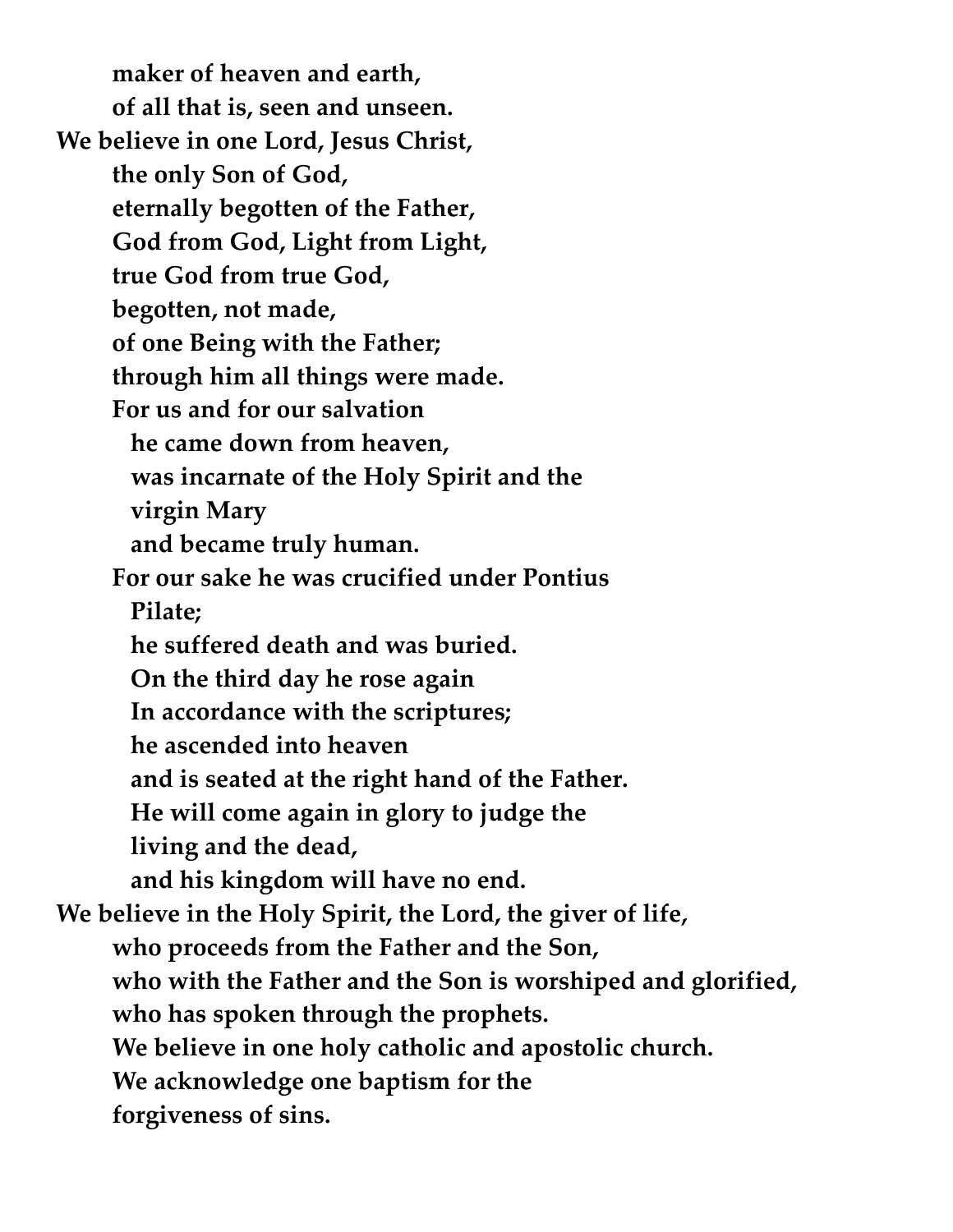**maker of heaven and earth,**
**of all that is, seen and unseen.**
**We believe in one Lord, Jesus Christ,**
**the only Son of God,**
**eternally begotten of the Father,**
**God from God, Light from Light,**
**true God from true God,**
**begotten, not made,**
**of one Being with the Father;**
**through him all things were made.**
**For us and for our salvation**
**he came down from heaven,**
**was incarnate of the Holy Spirit and the virgin Mary**
**and became truly human.**
**For our sake he was crucified under Pontius Pilate;**
**he suffered death and was buried.**
**On the third day he rose again**
**In accordance with the scriptures;**
**he ascended into heaven**
**and is seated at the right hand of the Father.**
**He will come again in glory to judge the living and the dead,**
**and his kingdom will have no end.**
**We believe in the Holy Spirit, the Lord, the giver of life,**
**who proceeds from the Father and the Son,**
**who with the Father and the Son is worshiped and glorified,**
**who has spoken through the prophets.**
**We believe in one holy catholic and apostolic church.**
**We acknowledge one baptism for the forgiveness of sins.**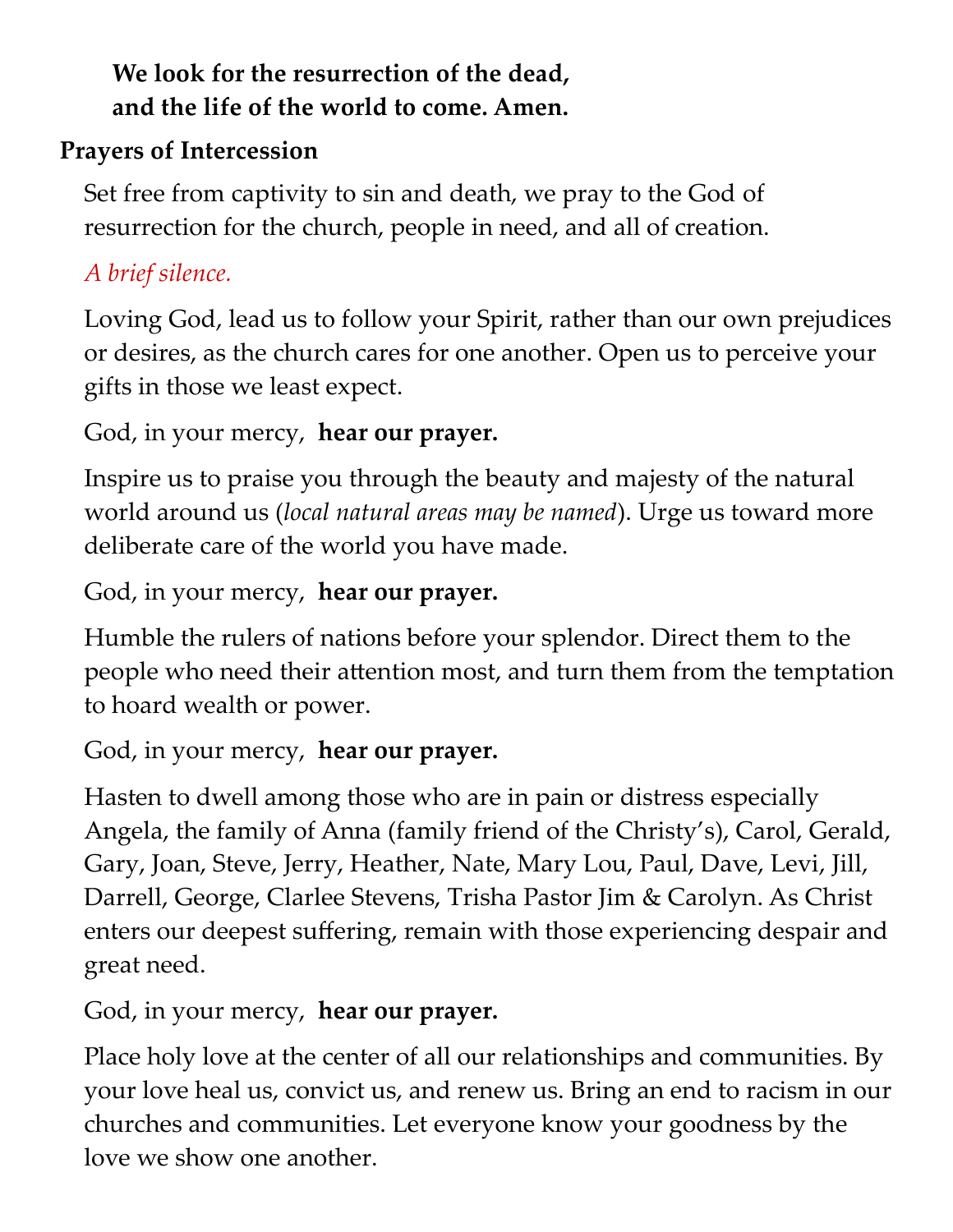**We look for the resurrection of the dead,**
**and the life of the world to come. Amen.**

**Prayers of Intercession**

Set free from captivity to sin and death, we pray to the God of resurrection for the church, people in need, and all of creation.

*A brief silence.*

Loving God, lead us to follow your Spirit, rather than our own prejudices or desires, as the church cares for one another. Open us to perceive your gifts in those we least expect.

God, in your mercy, **hear our prayer.**

Inspire us to praise you through the beauty and majesty of the natural world around us (*local natural areas may be named*). Urge us toward more deliberate care of the world you have made.

God, in your mercy, **hear our prayer.**

Humble the rulers of nations before your splendor. Direct them to the people who need their attention most, and turn them from the temptation to hoard wealth or power.

God, in your mercy, **hear our prayer.**

Hasten to dwell among those who are in pain or distress especially Angela, the family of Anna (family friend of the Christy's), Carol, Gerald, Gary, Joan, Steve, Jerry, Heather, Nate, Mary Lou, Paul, Dave, Levi, Jill, Darrell, George, Clarlee Stevens, Trisha Pastor Jim & Carolyn. As Christ enters our deepest suffering, remain with those experiencing despair and great need.

God, in your mercy, **hear our prayer.**

Place holy love at the center of all our relationships and communities. By your love heal us, convict us, and renew us. Bring an end to racism in our churches and communities. Let everyone know your goodness by the love we show one another.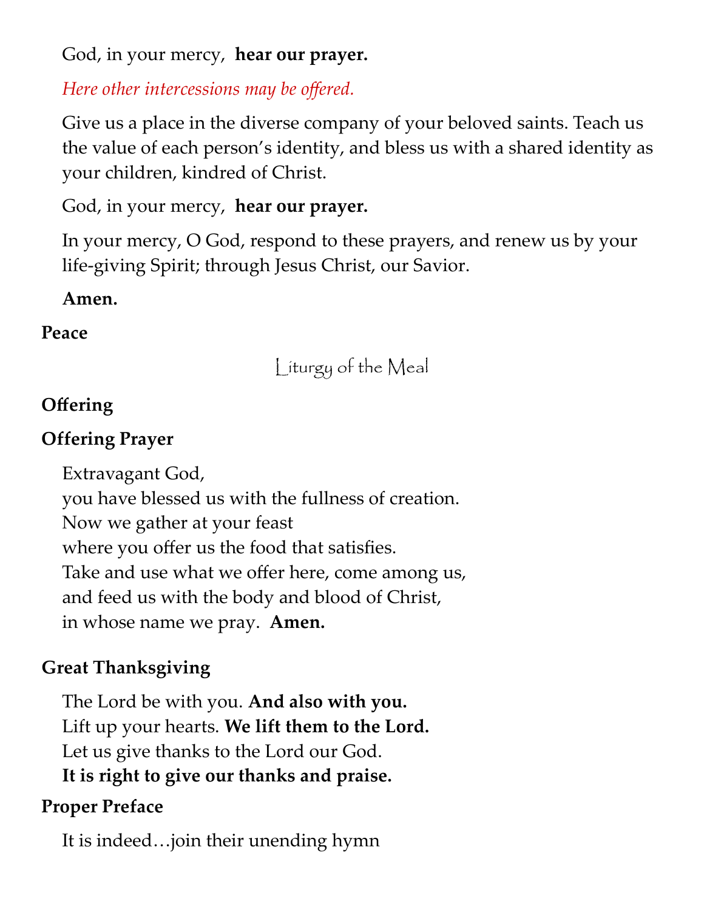God, in your mercy, **hear our prayer.**

*Here other intercessions may be offered.*

Give us a place in the diverse company of your beloved saints. Teach us the value of each person's identity, and bless us with a shared identity as your children, kindred of Christ.

God, in your mercy, **hear our prayer.**

In your mercy, O God, respond to these prayers, and renew us by your life-giving Spirit; through Jesus Christ, our Savior.

**Amen.**

**Peace**

## Liturgy of the Meal

**Offering**

**Offering Prayer**

Extravagant God,
you have blessed us with the fullness of creation.
Now we gather at your feast
where you offer us the food that satisfies.
Take and use what we offer here, come among us,
and feed us with the body and blood of Christ,
in whose name we pray. **Amen.**

**Great Thanksgiving**

The Lord be with you. **And also with you.**
Lift up your hearts. **We lift them to the Lord.**
Let us give thanks to the Lord our God.
**It is right to give our thanks and praise.**

**Proper Preface**

It is indeed…join their unending hymn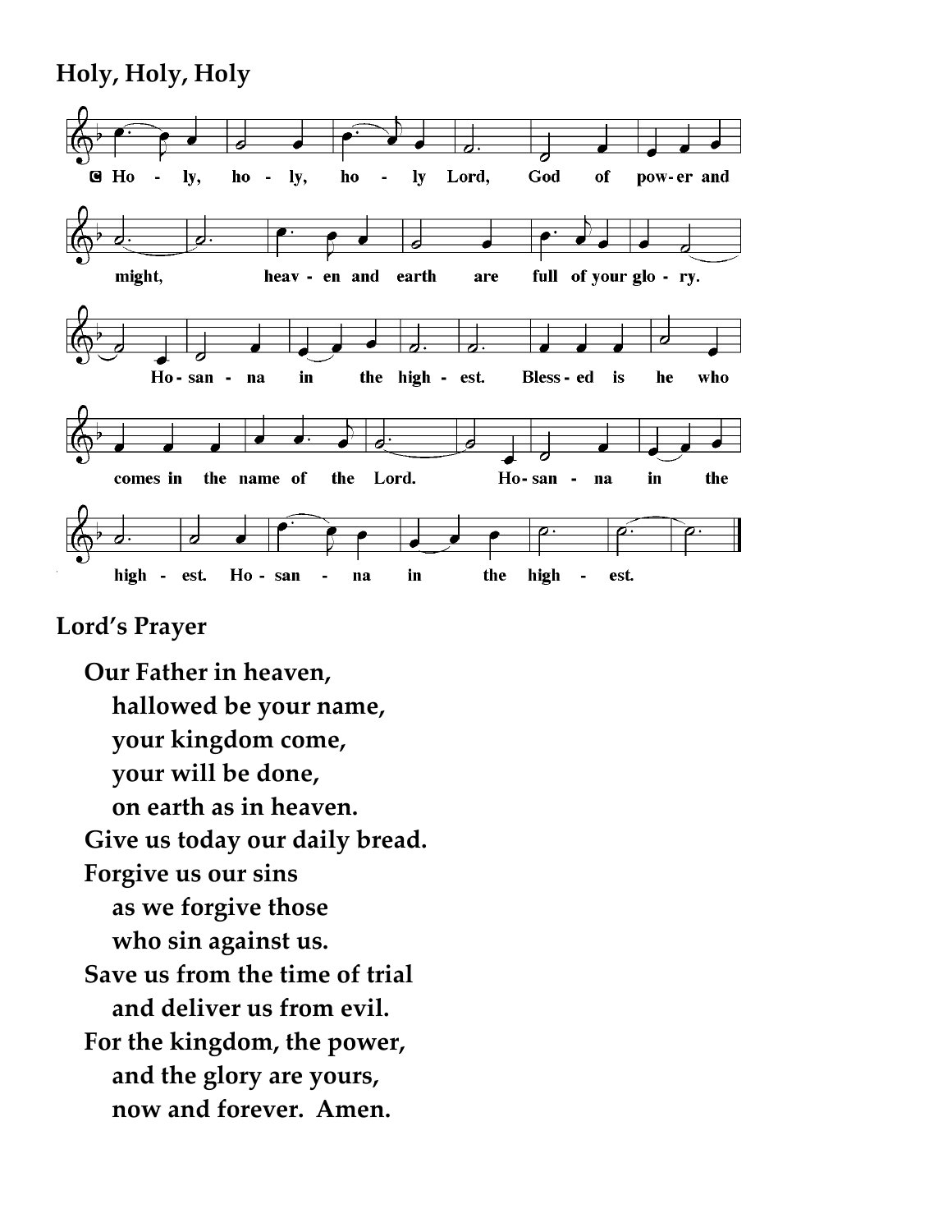## Holy, Holy, Holy

## Lord's Prayer

**Our Father in heaven,**
**hallowed be your name,**
**your kingdom come,**
**your will be done,**
**on earth as in heaven.**
**Give us today our daily bread.**
**Forgive us our sins**
**as we forgive those**
**who sin against us.**
**Save us from the time of trial**
**and deliver us from evil.**
**For the kingdom, the power,**
**and the glory are yours,**
**now and forever. Amen.**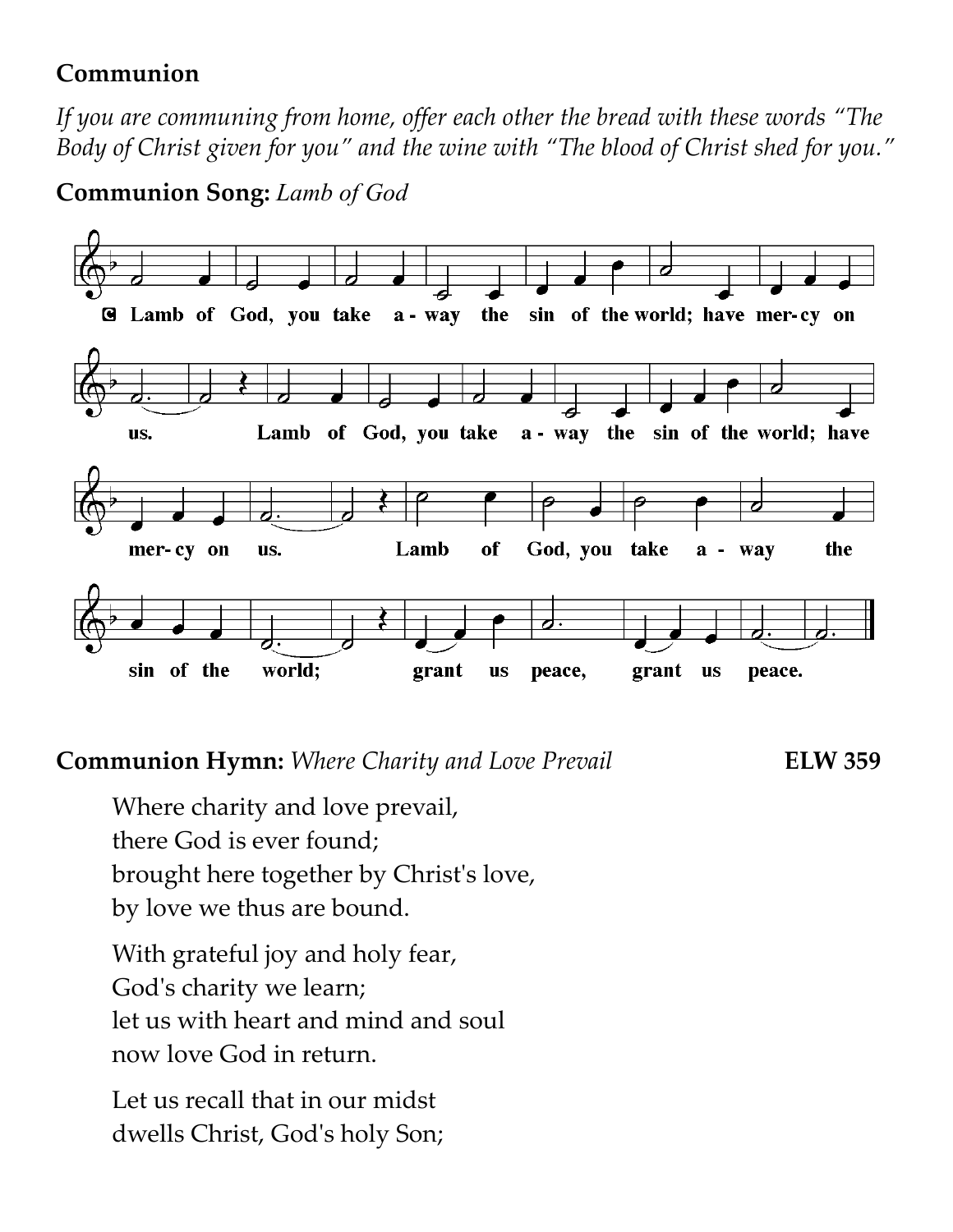**Communion**

*If you are communing from home, offer each other the bread with these words "The Body of Christ given for you" and the wine with "The blood of Christ shed for you."*

**Communion Song:** *Lamb of God*

C Lamb of God, you take away the sin of the world; have mercy on us. Lamb of God, you take away the sin of the world; have mercy on us. Lamb of God, you take away the sin of the world; grant us peace, grant us peace.

**Communion Hymn:** *Where Charity and Love Prevail* **ELW 359**

Where charity and love prevail,
there God is ever found;
brought here together by Christ's love,
by love we thus are bound.

With grateful joy and holy fear,
God's charity we learn;
let us with heart and mind and soul
now love God in return.

Let us recall that in our midst
dwells Christ, God's holy Son;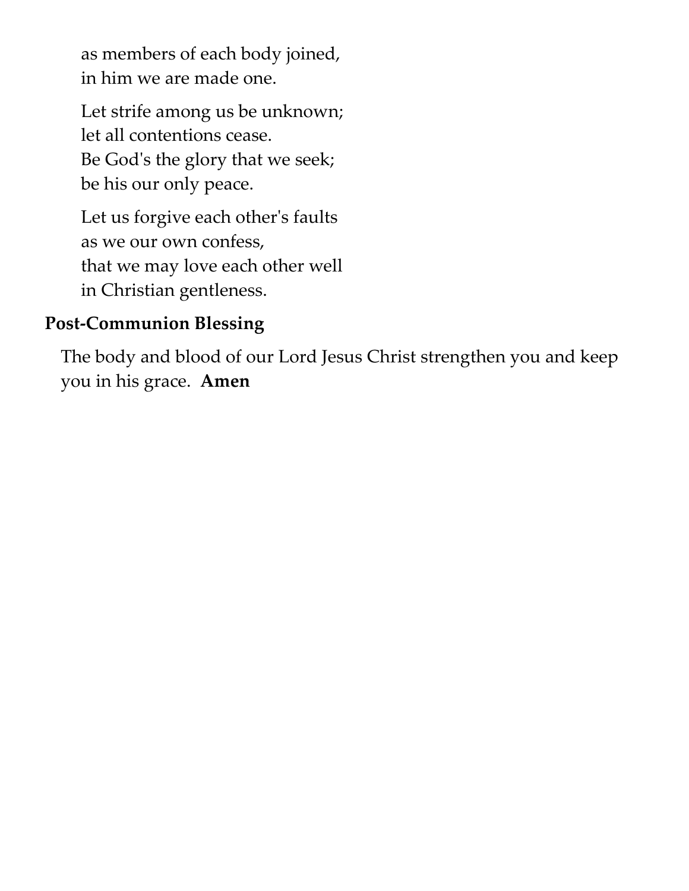as members of each body joined,  
in him we are made one.

Let strife among us be unknown;  
let all contentions cease.  
Be God's the glory that we seek;  
be his our only peace.

Let us forgive each other's faults  
as we our own confess,  
that we may love each other well  
in Christian gentleness.

**Post-Communion Blessing**

The body and blood of our Lord Jesus Christ strengthen you and keep you in his grace. **Amen**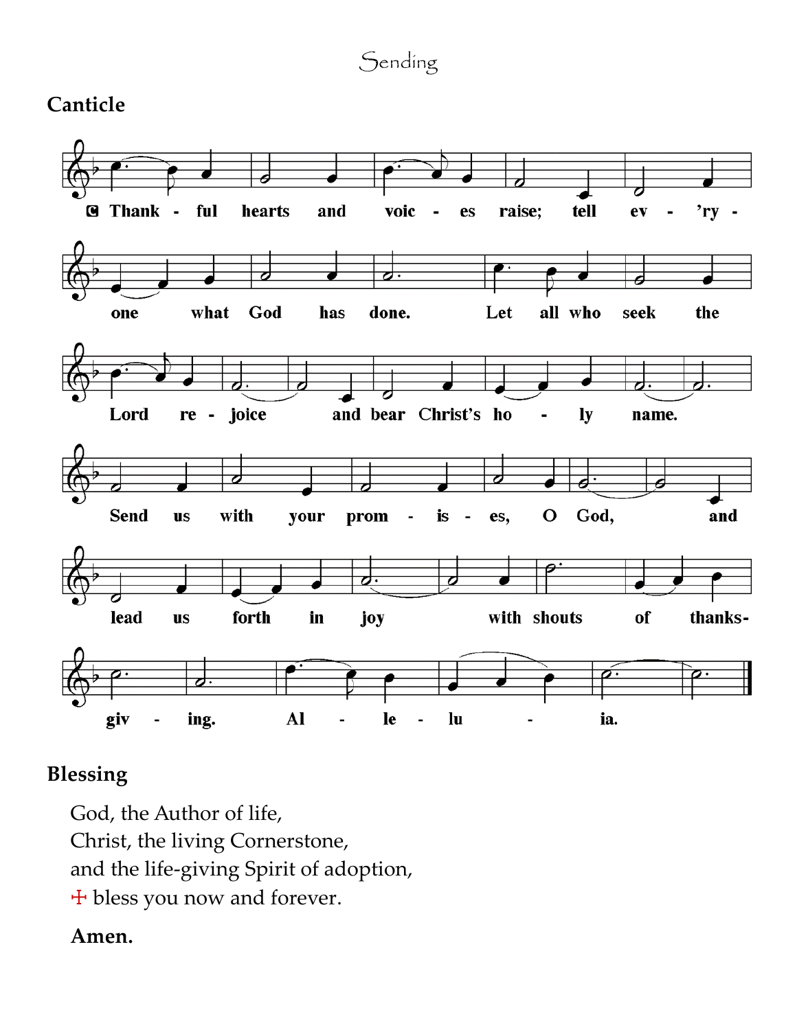# Sending

## Canticle

C Thank-ful hearts and voic-es raise; tell ev-'ry-one what God has done. Let all who seek the Lord re-joice and bear Christ's ho-ly name. Send us with your prom-is-es, O God, and lead us forth in joy with shouts of thanks-giv-ing. Al-le-lu-ia.

## Blessing

God, the Author of life,
Christ, the living Cornerstone,
and the life-giving Spirit of adoption,
☩ bless you now and forever.

**Amen.**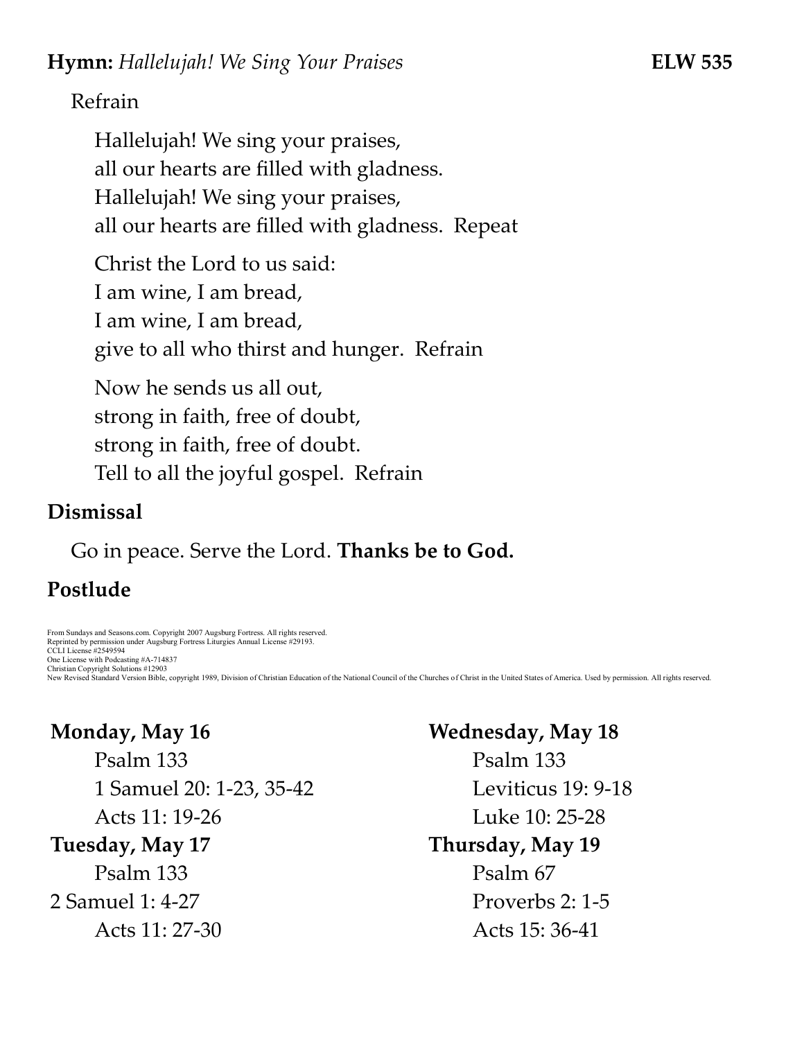**Hymn:** *Hallelujah! We Sing Your Praises* **ELW 535**

Refrain

Hallelujah! We sing your praises,
all our hearts are filled with gladness.
Hallelujah! We sing your praises,
all our hearts are filled with gladness. Repeat

Christ the Lord to us said:
I am wine, I am bread,
I am wine, I am bread,
give to all who thirst and hunger. Refrain

Now he sends us all out,
strong in faith, free of doubt,
strong in faith, free of doubt.
Tell to all the joyful gospel. Refrain

## Dismissal

Go in peace. Serve the Lord. **Thanks be to God.**

## Postlude

From Sundays and Seasons.com. Copyright 2007 Augsburg Fortress. All rights reserved.
Reprinted by permission under Augsburg Fortress Liturgies Annual License #29193.
CCLI License #2549594
One License with Podcasting #A-714837
Christian Copyright Solutions #12903
New Revised Standard Version Bible, copyright 1989, Division of Christian Education of the National Council of the Churches of Christ in the United States of America. Used by permission. All rights reserved.

**Monday, May 16**
Psalm 133
1 Samuel 20: 1-23, 35-42
Acts 11: 19-26

**Tuesday, May 17**
Psalm 133
2 Samuel 1: 4-27
Acts 11: 27-30

**Wednesday, May 18**
Psalm 133
Leviticus 19: 9-18
Luke 10: 25-28

**Thursday, May 19**
Psalm 67
Proverbs 2: 1-5
Acts 15: 36-41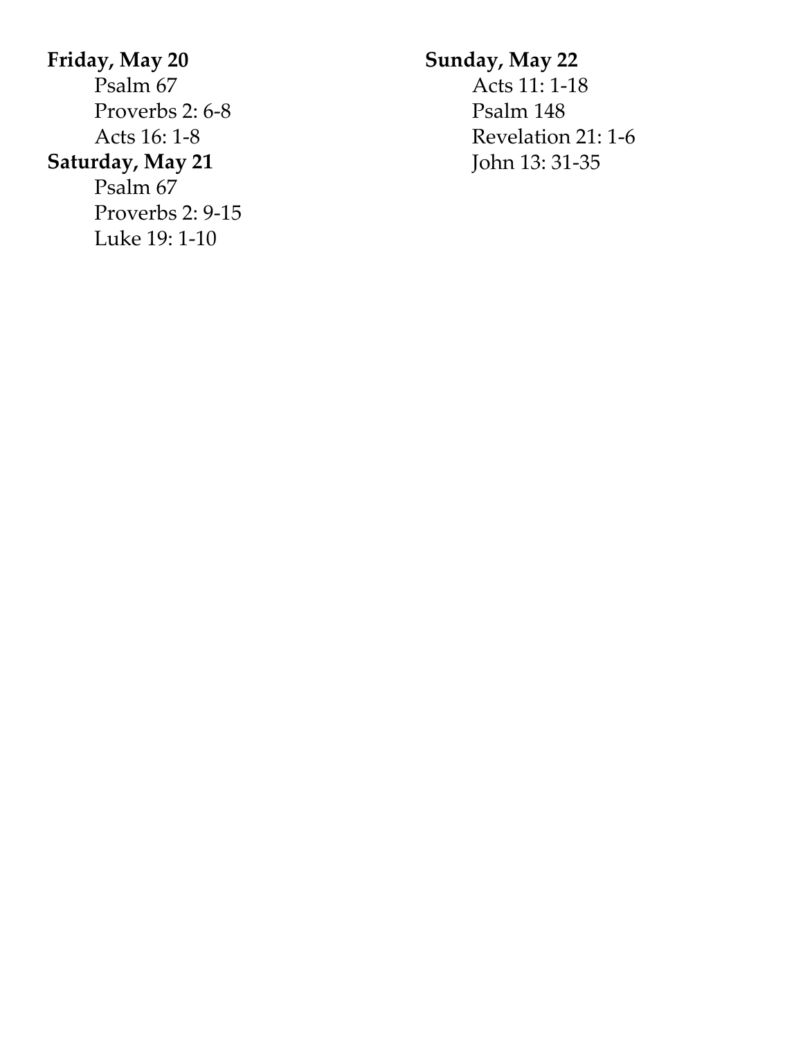**Friday, May 20**

Psalm 67
Proverbs 2: 6-8
Acts 16: 1-8

**Saturday, May 21**

Psalm 67
Proverbs 2: 9-15
Luke 19: 1-10

**Sunday, May 22**

Acts 11: 1-18
Psalm 148
Revelation 21: 1-6
John 13: 31-35